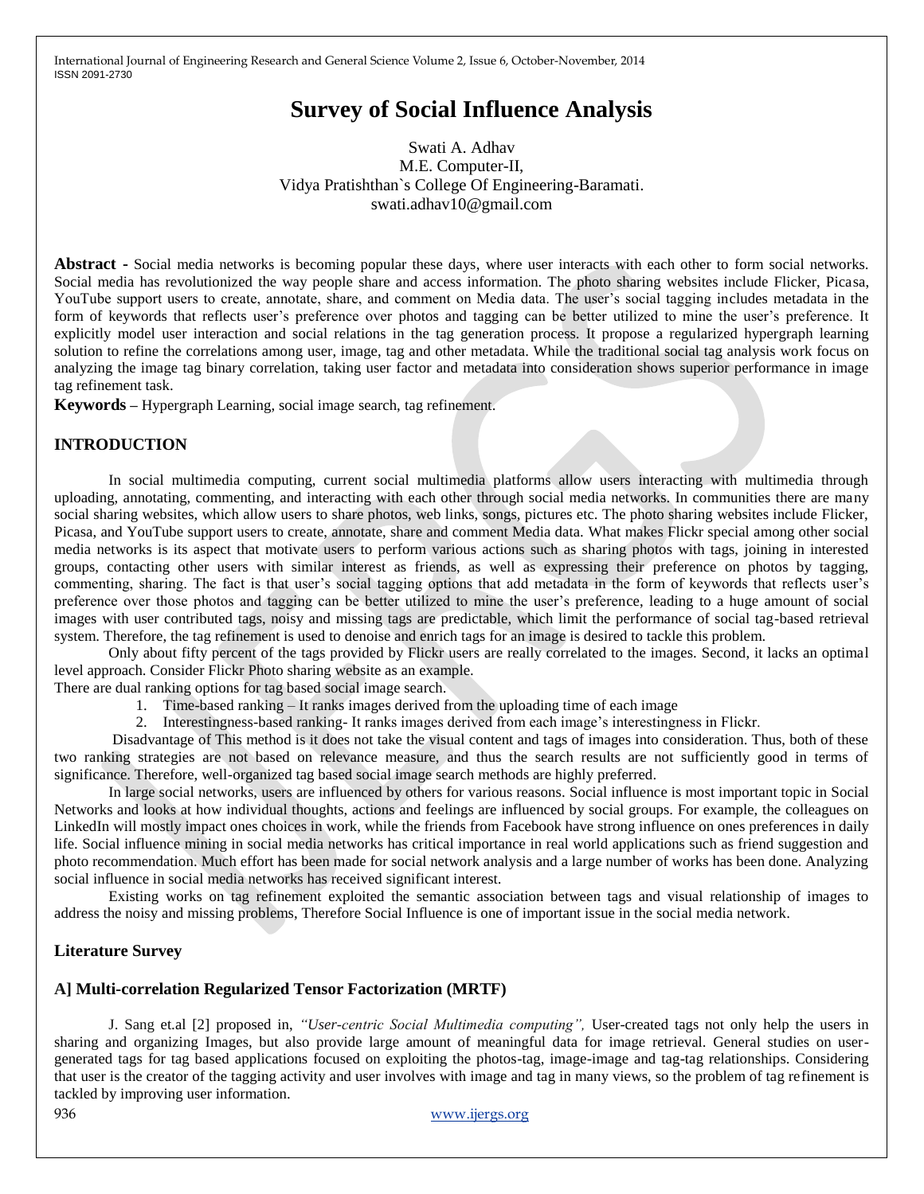# Survey of Social Influence Analysis

Swati A. Adhav
M.E. Computer-II,
Vidya Pratishthan`s College Of Engineering-Baramati.
swati.adhav10@gmail.com

**Abstract -** Social media networks is becoming popular these days, where user interacts with each other to form social networks. Social media has revolutionized the way people share and access information. The photo sharing websites include Flicker, Picasa, YouTube support users to create, annotate, share, and comment on Media data. The user's social tagging includes metadata in the form of keywords that reflects user's preference over photos and tagging can be better utilized to mine the user's preference. It explicitly model user interaction and social relations in the tag generation process. It propose a regularized hypergraph learning solution to refine the correlations among user, image, tag and other metadata. While the traditional social tag analysis work focus on analyzing the image tag binary correlation, taking user factor and metadata into consideration shows superior performance in image tag refinement task.

**Keywords –** Hypergraph Learning, social image search, tag refinement.

## INTRODUCTION

In social multimedia computing, current social multimedia platforms allow users interacting with multimedia through uploading, annotating, commenting, and interacting with each other through social media networks. In communities there are many social sharing websites, which allow users to share photos, web links, songs, pictures etc. The photo sharing websites include Flicker, Picasa, and YouTube support users to create, annotate, share and comment Media data. What makes Flickr special among other social media networks is its aspect that motivate users to perform various actions such as sharing photos with tags, joining in interested groups, contacting other users with similar interest as friends, as well as expressing their preference on photos by tagging, commenting, sharing. The fact is that user's social tagging options that add metadata in the form of keywords that reflects user's preference over those photos and tagging can be better utilized to mine the user's preference, leading to a huge amount of social images with user contributed tags, noisy and missing tags are predictable, which limit the performance of social tag-based retrieval system. Therefore, the tag refinement is used to denoise and enrich tags for an image is desired to tackle this problem.

Only about fifty percent of the tags provided by Flickr users are really correlated to the images. Second, it lacks an optimal level approach. Consider Flickr Photo sharing website as an example.

There are dual ranking options for tag based social image search.

1. Time-based ranking – It ranks images derived from the uploading time of each image
2. Interestingness-based ranking- It ranks images derived from each image's interestingness in Flickr.

Disadvantage of This method is it does not take the visual content and tags of images into consideration. Thus, both of these two ranking strategies are not based on relevance measure, and thus the search results are not sufficiently good in terms of significance. Therefore, well-organized tag based social image search methods are highly preferred.

In large social networks, users are influenced by others for various reasons. Social influence is most important topic in Social Networks and looks at how individual thoughts, actions and feelings are influenced by social groups. For example, the colleagues on LinkedIn will mostly impact ones choices in work, while the friends from Facebook have strong influence on ones preferences in daily life. Social influence mining in social media networks has critical importance in real world applications such as friend suggestion and photo recommendation. Much effort has been made for social network analysis and a large number of works has been done. Analyzing social influence in social media networks has received significant interest.

Existing works on tag refinement exploited the semantic association between tags and visual relationship of images to address the noisy and missing problems, Therefore Social Influence is one of important issue in the social media network.

## Literature Survey

### A] Multi-correlation Regularized Tensor Factorization (MRTF)

J. Sang et.al [2] proposed in, *"User-centric Social Multimedia computing",* User-created tags not only help the users in sharing and organizing Images, but also provide large amount of meaningful data for image retrieval. General studies on user-generated tags for tag based applications focused on exploiting the photos-tag, image-image and tag-tag relationships. Considering that user is the creator of the tagging activity and user involves with image and tag in many views, so the problem of tag refinement is tackled by improving user information.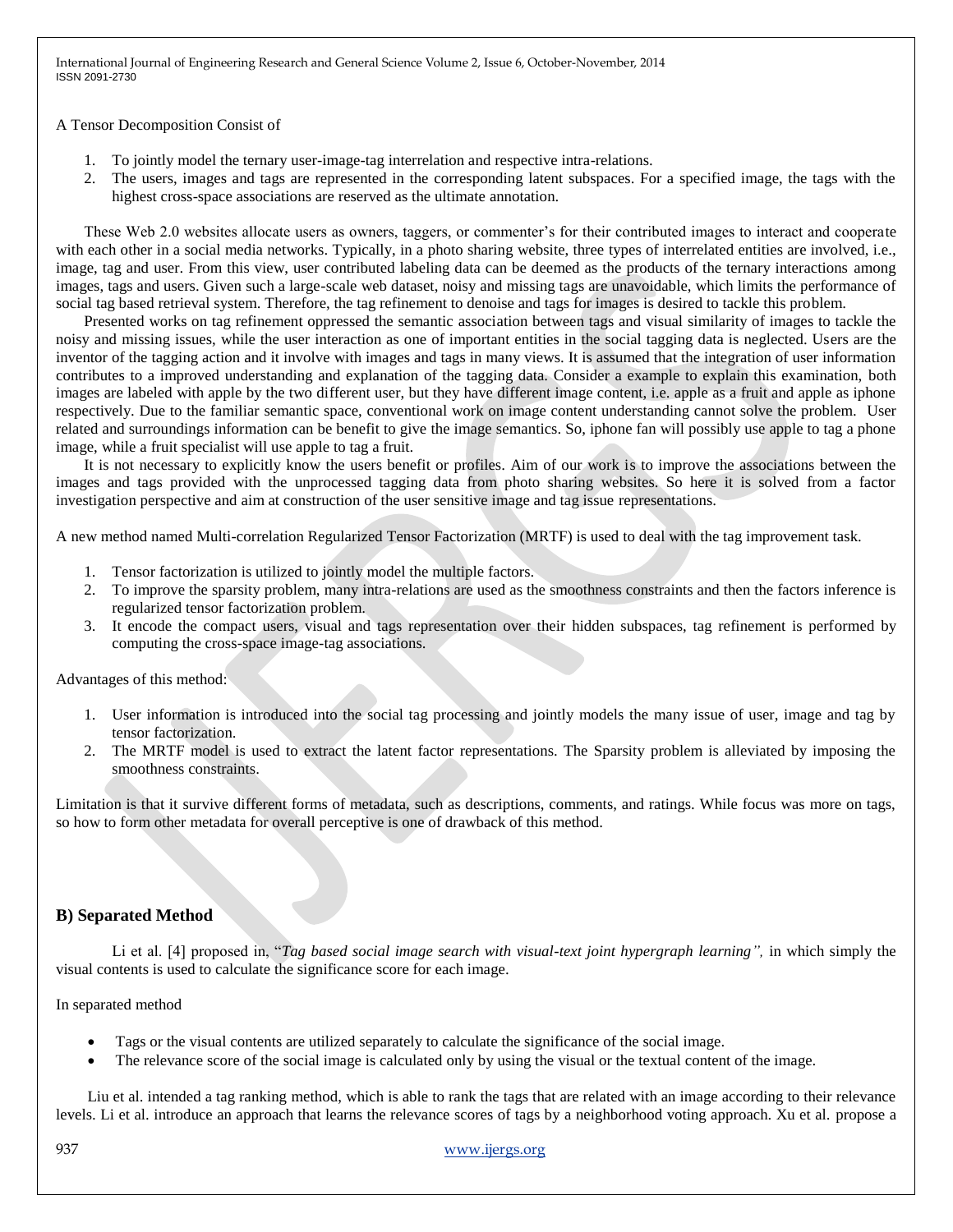A Tensor Decomposition Consist of

1. To jointly model the ternary user-image-tag interrelation and respective intra-relations.
2. The users, images and tags are represented in the corresponding latent subspaces. For a specified image, the tags with the highest cross-space associations are reserved as the ultimate annotation.

These Web 2.0 websites allocate users as owners, taggers, or commenter's for their contributed images to interact and cooperate with each other in a social media networks. Typically, in a photo sharing website, three types of interrelated entities are involved, i.e., image, tag and user. From this view, user contributed labeling data can be deemed as the products of the ternary interactions among images, tags and users. Given such a large-scale web dataset, noisy and missing tags are unavoidable, which limits the performance of social tag based retrieval system. Therefore, the tag refinement to denoise and tags for images is desired to tackle this problem.

Presented works on tag refinement oppressed the semantic association between tags and visual similarity of images to tackle the noisy and missing issues, while the user interaction as one of important entities in the social tagging data is neglected. Users are the inventor of the tagging action and it involve with images and tags in many views. It is assumed that the integration of user information contributes to a improved understanding and explanation of the tagging data. Consider a example to explain this examination, both images are labeled with apple by the two different user, but they have different image content, i.e. apple as a fruit and apple as iphone respectively. Due to the familiar semantic space, conventional work on image content understanding cannot solve the problem. User related and surroundings information can be benefit to give the image semantics. So, iphone fan will possibly use apple to tag a phone image, while a fruit specialist will use apple to tag a fruit.

It is not necessary to explicitly know the users benefit or profiles. Aim of our work is to improve the associations between the images and tags provided with the unprocessed tagging data from photo sharing websites. So here it is solved from a factor investigation perspective and aim at construction of the user sensitive image and tag issue representations.

A new method named Multi-correlation Regularized Tensor Factorization (MRTF) is used to deal with the tag improvement task.

1. Tensor factorization is utilized to jointly model the multiple factors.
2. To improve the sparsity problem, many intra-relations are used as the smoothness constraints and then the factors inference is regularized tensor factorization problem.
3. It encode the compact users, visual and tags representation over their hidden subspaces, tag refinement is performed by computing the cross-space image-tag associations.

Advantages of this method:

1. User information is introduced into the social tag processing and jointly models the many issue of user, image and tag by tensor factorization.
2. The MRTF model is used to extract the latent factor representations. The Sparsity problem is alleviated by imposing the smoothness constraints.

Limitation is that it survive different forms of metadata, such as descriptions, comments, and ratings. While focus was more on tags, so how to form other metadata for overall perceptive is one of drawback of this method.

### B) Separated Method

Li et al. [4] proposed in, "*Tag based social image search with visual-text joint hypergraph learning",* in which simply the visual contents is used to calculate the significance score for each image.

In separated method

- Tags or the visual contents are utilized separately to calculate the significance of the social image.
- The relevance score of the social image is calculated only by using the visual or the textual content of the image.

Liu et al. intended a tag ranking method, which is able to rank the tags that are related with an image according to their relevance levels. Li et al. introduce an approach that learns the relevance scores of tags by a neighborhood voting approach. Xu et al. propose a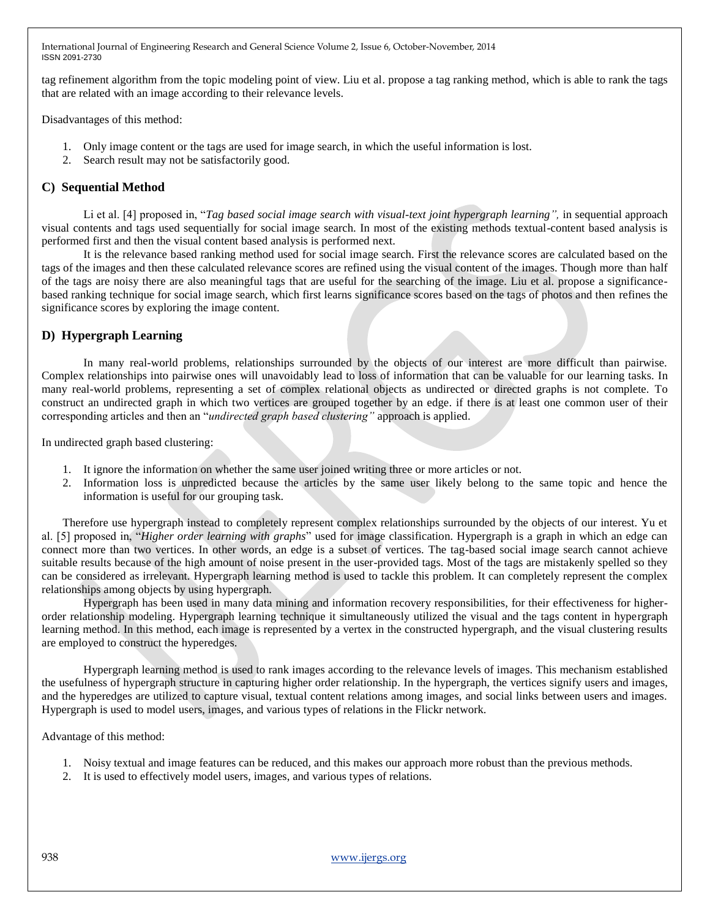tag refinement algorithm from the topic modeling point of view. Liu et al. propose a tag ranking method, which is able to rank the tags that are related with an image according to their relevance levels.

Disadvantages of this method:

1. Only image content or the tags are used for image search, in which the useful information is lost.
2. Search result may not be satisfactorily good.

## C) Sequential Method

Li et al. [4] proposed in, "*Tag based social image search with visual-text joint hypergraph learning",* in sequential approach visual contents and tags used sequentially for social image search. In most of the existing methods textual-content based analysis is performed first and then the visual content based analysis is performed next.

It is the relevance based ranking method used for social image search. First the relevance scores are calculated based on the tags of the images and then these calculated relevance scores are refined using the visual content of the images. Though more than half of the tags are noisy there are also meaningful tags that are useful for the searching of the image. Liu et al. propose a significance-based ranking technique for social image search, which first learns significance scores based on the tags of photos and then refines the significance scores by exploring the image content.

## D) Hypergraph Learning

In many real-world problems, relationships surrounded by the objects of our interest are more difficult than pairwise. Complex relationships into pairwise ones will unavoidably lead to loss of information that can be valuable for our learning tasks. In many real-world problems, representing a set of complex relational objects as undirected or directed graphs is not complete. To construct an undirected graph in which two vertices are grouped together by an edge. if there is at least one common user of their corresponding articles and then an "*undirected graph based clustering"* approach is applied.

In undirected graph based clustering:

1. It ignore the information on whether the same user joined writing three or more articles or not.
2. Information loss is unpredicted because the articles by the same user likely belong to the same topic and hence the information is useful for our grouping task.

Therefore use hypergraph instead to completely represent complex relationships surrounded by the objects of our interest. Yu et al. [5] proposed in, "*Higher order learning with graphs*" used for image classification. Hypergraph is a graph in which an edge can connect more than two vertices. In other words, an edge is a subset of vertices. The tag-based social image search cannot achieve suitable results because of the high amount of noise present in the user-provided tags. Most of the tags are mistakenly spelled so they can be considered as irrelevant. Hypergraph learning method is used to tackle this problem. It can completely represent the complex relationships among objects by using hypergraph.

Hypergraph has been used in many data mining and information recovery responsibilities, for their effectiveness for higher-order relationship modeling. Hypergraph learning technique it simultaneously utilized the visual and the tags content in hypergraph learning method. In this method, each image is represented by a vertex in the constructed hypergraph, and the visual clustering results are employed to construct the hyperedges.

Hypergraph learning method is used to rank images according to the relevance levels of images. This mechanism established the usefulness of hypergraph structure in capturing higher order relationship. In the hypergraph, the vertices signify users and images, and the hyperedges are utilized to capture visual, textual content relations among images, and social links between users and images. Hypergraph is used to model users, images, and various types of relations in the Flickr network.

Advantage of this method:

1. Noisy textual and image features can be reduced, and this makes our approach more robust than the previous methods.
2. It is used to effectively model users, images, and various types of relations.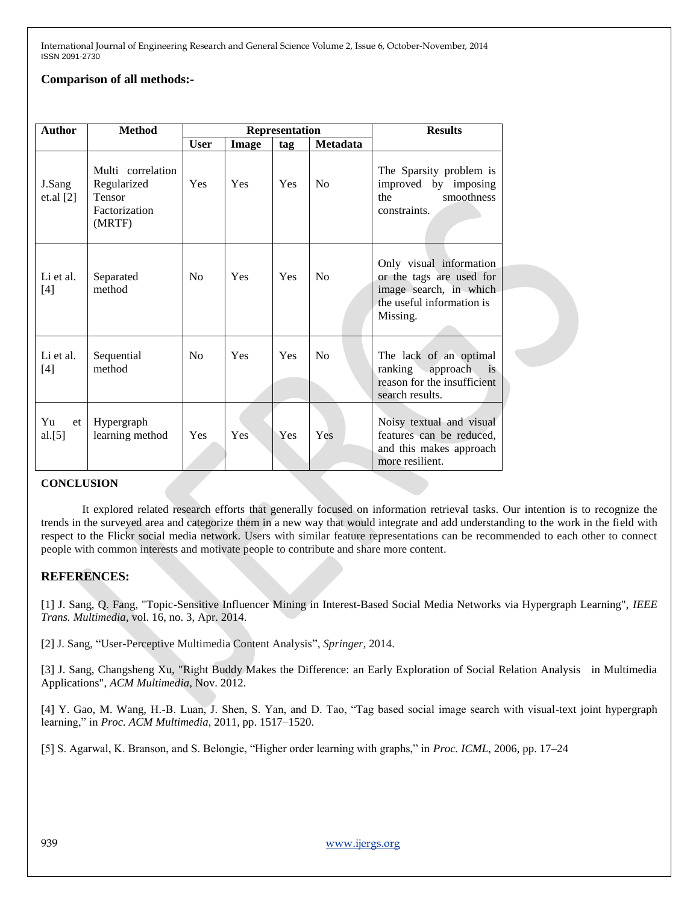**Comparison of all methods:-**

| Author | Method | Representation | | | | Results |
|---|---|---|---|---|---|---|
| | | User | Image | tag | Metadata | |
| J.Sang et.al [2] | Multi correlation Regularized Tensor Factorization (MRTF) | Yes | Yes | Yes | No | The Sparsity problem is improved by imposing the smoothness constraints. |
| Li et al. [4] | Separated method | No | Yes | Yes | No | Only visual information or the tags are used for image search, in which the useful information is Missing. |
| Li et al. [4] | Sequential method | No | Yes | Yes | No | The lack of an optimal ranking approach is reason for the insufficient search results. |
| Yu et al.[5] | Hypergraph learning method | Yes | Yes | Yes | Yes | Noisy textual and visual features can be reduced, and this makes approach more resilient. |

**CONCLUSION**

It explored related research efforts that generally focused on information retrieval tasks. Our intention is to recognize the trends in the surveyed area and categorize them in a new way that would integrate and add understanding to the work in the field with respect to the Flickr social media network. Users with similar feature representations can be recommended to each other to connect people with common interests and motivate people to contribute and share more content.

## REFERENCES:

[1] J. Sang, Q. Fang, "Topic-Sensitive Influencer Mining in Interest-Based Social Media Networks via Hypergraph Learning", *IEEE Trans. Multimedia*, vol. 16, no. 3, Apr. 2014.

[2] J. Sang, "User-Perceptive Multimedia Content Analysis", *Springer*, 2014.

[3] J. Sang, Changsheng Xu, "Right Buddy Makes the Difference: an Early Exploration of Social Relation Analysis in Multimedia Applications", *ACM Multimedia*, Nov. 2012.

[4] Y. Gao, M. Wang, H.-B. Luan, J. Shen, S. Yan, and D. Tao, "Tag based social image search with visual-text joint hypergraph learning," in *Proc. ACM Multimedia*, 2011, pp. 1517–1520.

[5] S. Agarwal, K. Branson, and S. Belongie, "Higher order learning with graphs," in *Proc. ICML*, 2006, pp. 17–24